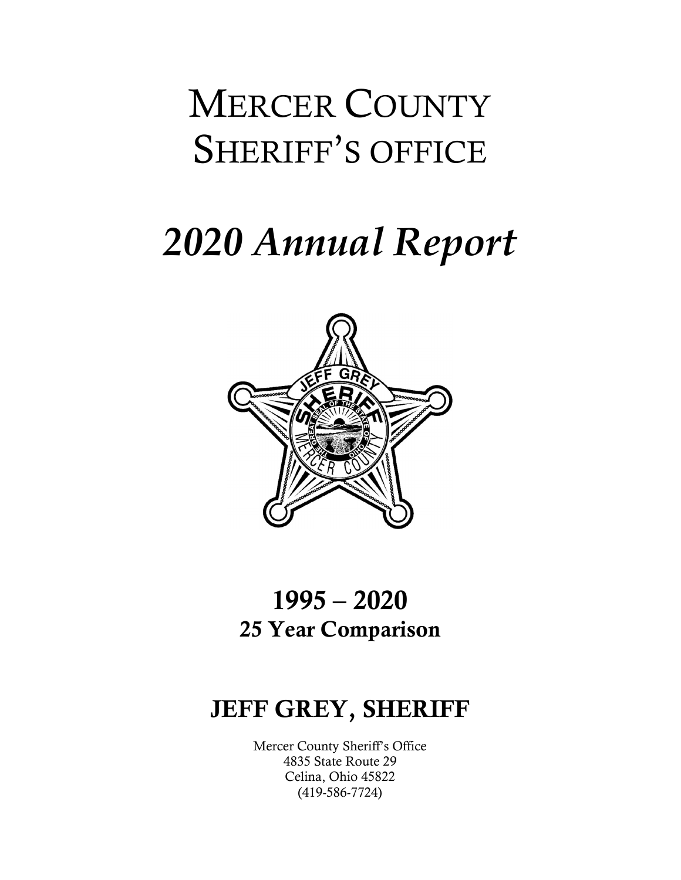# MERCER COUNTY SHERIFF'S OFFICE

# *2020 Annual Report*

## 1995 – 2020
### 25 Year Comparison

## JEFF GREY, SHERIFF

Mercer County Sheriff's Office
4835 State Route 29
Celina, Ohio 45822
(419-586-7724)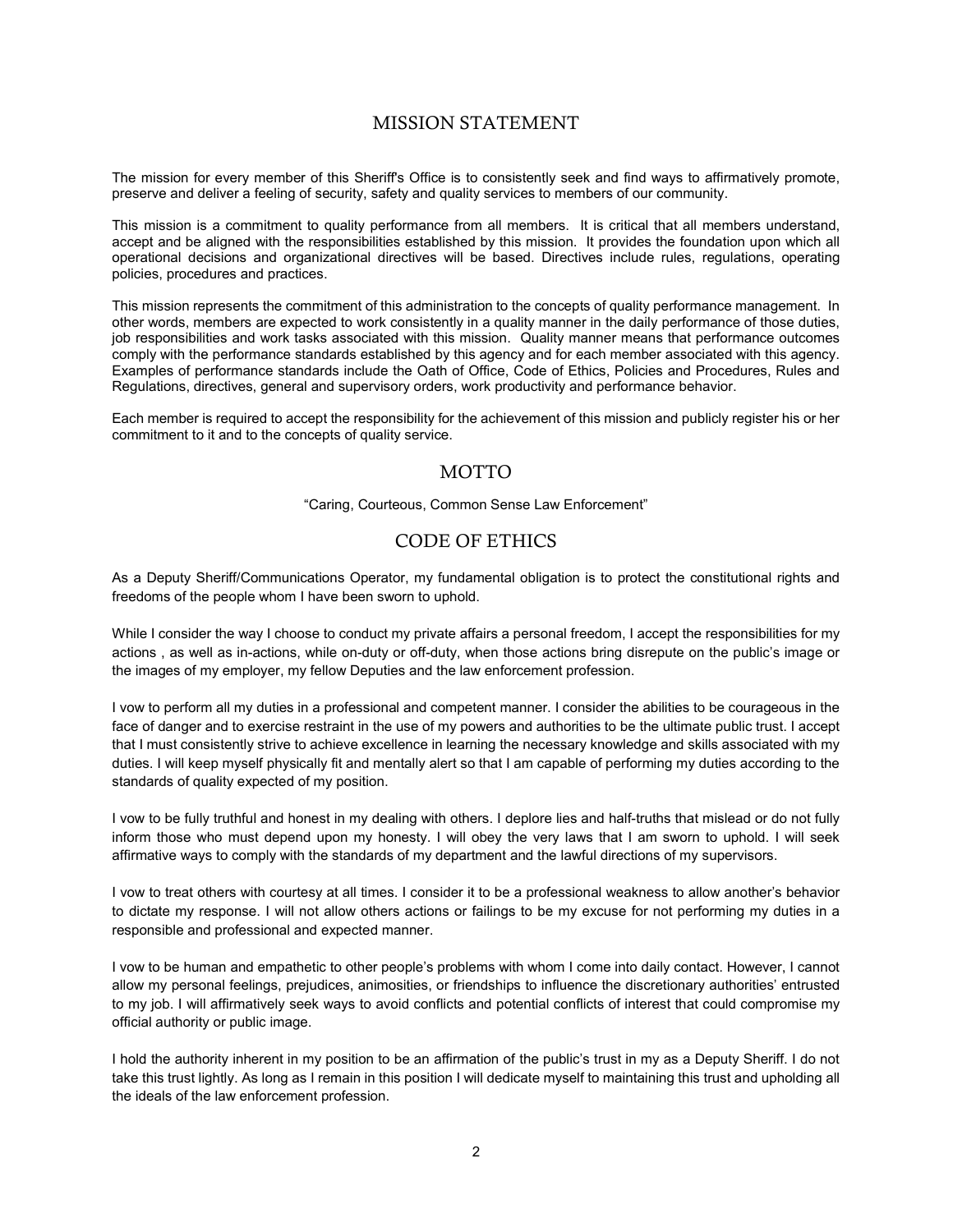## MISSION STATEMENT

The mission for every member of this Sheriff's Office is to consistently seek and find ways to affirmatively promote, preserve and deliver a feeling of security, safety and quality services to members of our community.

This mission is a commitment to quality performance from all members. It is critical that all members understand, accept and be aligned with the responsibilities established by this mission. It provides the foundation upon which all operational decisions and organizational directives will be based. Directives include rules, regulations, operating policies, procedures and practices.

This mission represents the commitment of this administration to the concepts of quality performance management. In other words, members are expected to work consistently in a quality manner in the daily performance of those duties, job responsibilities and work tasks associated with this mission. Quality manner means that performance outcomes comply with the performance standards established by this agency and for each member associated with this agency. Examples of performance standards include the Oath of Office, Code of Ethics, Policies and Procedures, Rules and Regulations, directives, general and supervisory orders, work productivity and performance behavior.

Each member is required to accept the responsibility for the achievement of this mission and publicly register his or her commitment to it and to the concepts of quality service.

## MOTTO

"Caring, Courteous, Common Sense Law Enforcement"

## CODE OF ETHICS

As a Deputy Sheriff/Communications Operator, my fundamental obligation is to protect the constitutional rights and freedoms of the people whom I have been sworn to uphold.

While I consider the way I choose to conduct my private affairs a personal freedom, I accept the responsibilities for my actions , as well as in-actions, while on-duty or off-duty, when those actions bring disrepute on the public's image or the images of my employer, my fellow Deputies and the law enforcement profession.

I vow to perform all my duties in a professional and competent manner. I consider the abilities to be courageous in the face of danger and to exercise restraint in the use of my powers and authorities to be the ultimate public trust. I accept that I must consistently strive to achieve excellence in learning the necessary knowledge and skills associated with my duties. I will keep myself physically fit and mentally alert so that I am capable of performing my duties according to the standards of quality expected of my position.

I vow to be fully truthful and honest in my dealing with others. I deplore lies and half-truths that mislead or do not fully inform those who must depend upon my honesty. I will obey the very laws that I am sworn to uphold. I will seek affirmative ways to comply with the standards of my department and the lawful directions of my supervisors.

I vow to treat others with courtesy at all times. I consider it to be a professional weakness to allow another's behavior to dictate my response. I will not allow others actions or failings to be my excuse for not performing my duties in a responsible and professional and expected manner.

I vow to be human and empathetic to other people's problems with whom I come into daily contact. However, I cannot allow my personal feelings, prejudices, animosities, or friendships to influence the discretionary authorities' entrusted to my job. I will affirmatively seek ways to avoid conflicts and potential conflicts of interest that could compromise my official authority or public image.

I hold the authority inherent in my position to be an affirmation of the public's trust in my as a Deputy Sheriff. I do not take this trust lightly. As long as I remain in this position I will dedicate myself to maintaining this trust and upholding all the ideals of the law enforcement profession.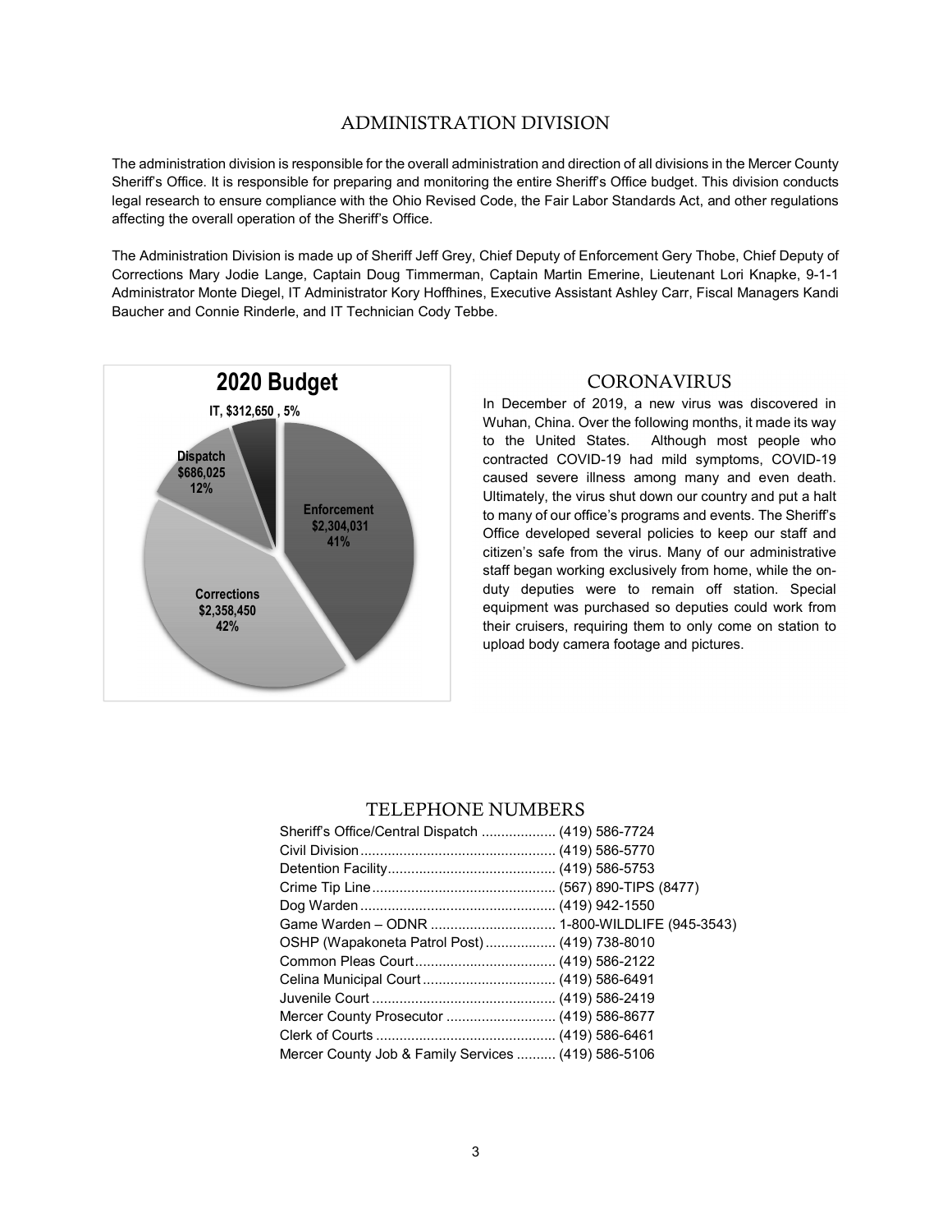## ADMINISTRATION DIVISION

The administration division is responsible for the overall administration and direction of all divisions in the Mercer County Sheriff's Office. It is responsible for preparing and monitoring the entire Sheriff's Office budget. This division conducts legal research to ensure compliance with the Ohio Revised Code, the Fair Labor Standards Act, and other regulations affecting the overall operation of the Sheriff's Office.

The Administration Division is made up of Sheriff Jeff Grey, Chief Deputy of Enforcement Gery Thobe, Chief Deputy of Corrections Mary Jodie Lange, Captain Doug Timmerman, Captain Martin Emerine, Lieutenant Lori Knapke, 9-1-1 Administrator Monte Diegel, IT Administrator Kory Hoffhines, Executive Assistant Ashley Carr, Fiscal Managers Kandi Baucher and Connie Rinderle, and IT Technician Cody Tebbe.

**2020 Budget**

- IT, $312,650 , 5%
- Dispatch $686,025 12%
- Enforcement $2,304,031 41%
- Corrections $2,358,450 42%

## CORONAVIRUS

In December of 2019, a new virus was discovered in Wuhan, China. Over the following months, it made its way to the United States. Although most people who contracted COVID-19 had mild symptoms, COVID-19 caused severe illness among many and even death. Ultimately, the virus shut down our country and put a halt to many of our office's programs and events. The Sheriff's Office developed several policies to keep our staff and citizen's safe from the virus. Many of our administrative staff began working exclusively from home, while the on-duty deputies were to remain off station. Special equipment was purchased so deputies could work from their cruisers, requiring them to only come on station to upload body camera footage and pictures.

## TELEPHONE NUMBERS

| | |
|---|---|
| Sheriff's Office/Central Dispatch | (419) 586-7724 |
| Civil Division | (419) 586-5770 |
| Detention Facility | (419) 586-5753 |
| Crime Tip Line | (567) 890-TIPS (8477) |
| Dog Warden | (419) 942-1550 |
| Game Warden – ODNR | 1-800-WILDLIFE (945-3543) |
| OSHP (Wapakoneta Patrol Post) | (419) 738-8010 |
| Common Pleas Court | (419) 586-2122 |
| Celina Municipal Court | (419) 586-6491 |
| Juvenile Court | (419) 586-2419 |
| Mercer County Prosecutor | (419) 586-8677 |
| Clerk of Courts | (419) 586-6461 |
| Mercer County Job & Family Services | (419) 586-5106 |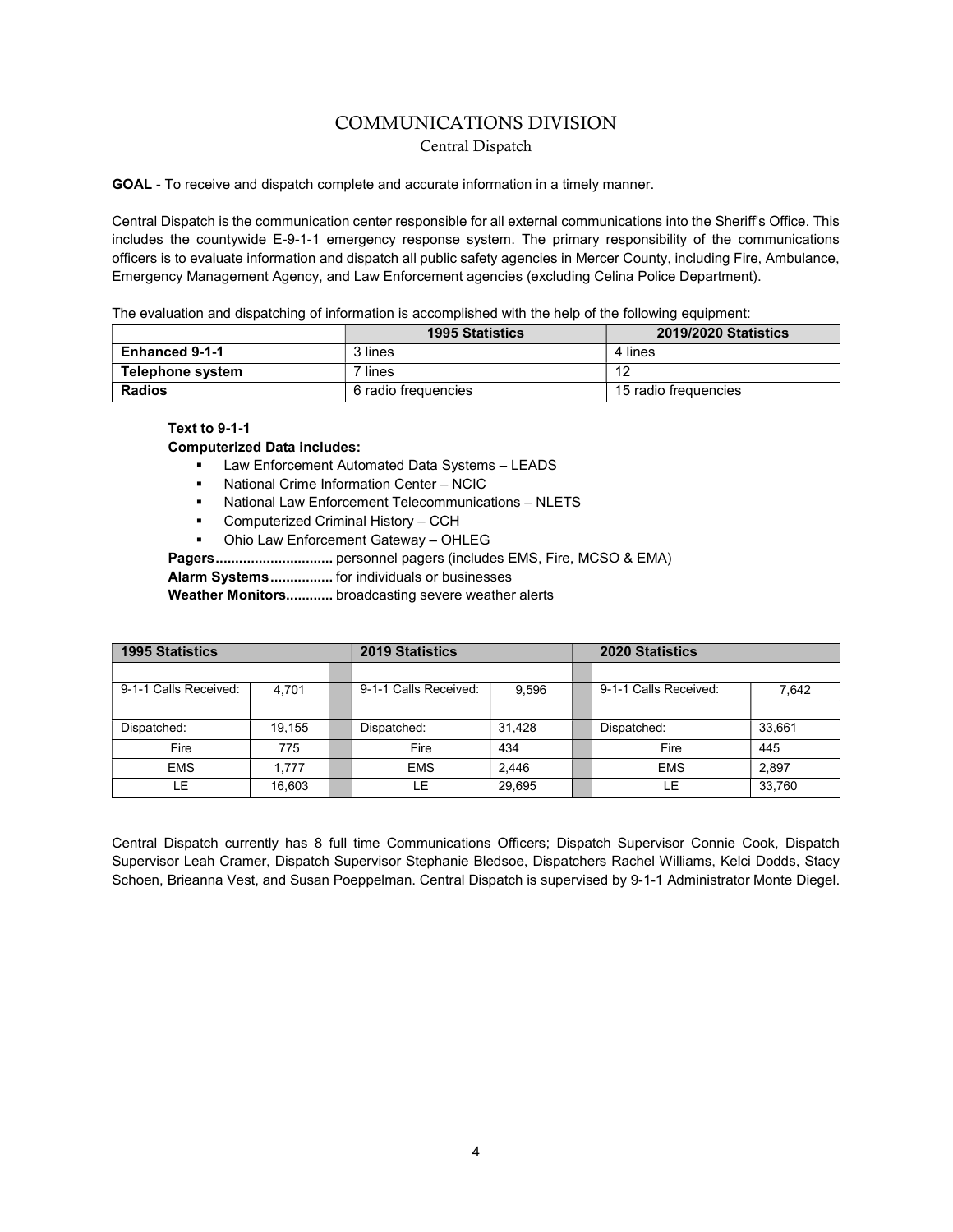# COMMUNICATIONS DIVISION

## Central Dispatch

**GOAL** - To receive and dispatch complete and accurate information in a timely manner.

Central Dispatch is the communication center responsible for all external communications into the Sheriff's Office. This includes the countywide E-9-1-1 emergency response system. The primary responsibility of the communications officers is to evaluate information and dispatch all public safety agencies in Mercer County, including Fire, Ambulance, Emergency Management Agency, and Law Enforcement agencies (excluding Celina Police Department).

The evaluation and dispatching of information is accomplished with the help of the following equipment:

| | 1995 Statistics | 2019/2020 Statistics |
|---|---|---|
| **Enhanced 9-1-1** | 3 lines | 4 lines |
| **Telephone system** | 7 lines | 12 |
| **Radios** | 6 radio frequencies | 15 radio frequencies |

**Text to 9-1-1**

**Computerized Data includes:**

- Law Enforcement Automated Data Systems – LEADS
- National Crime Information Center – NCIC
- National Law Enforcement Telecommunications – NLETS
- Computerized Criminal History – CCH
- Ohio Law Enforcement Gateway – OHLEG

**Pagers..............................** personnel pagers (includes EMS, Fire, MCSO & EMA)

**Alarm Systems................** for individuals or businesses

**Weather Monitors............** broadcasting severe weather alerts

| 1995 Statistics | | | 2019 Statistics | | | 2020 Statistics | |
|---|---|---|---|---|---|---|---|
| | | | | | | | |
| 9-1-1 Calls Received: | 4,701 | | 9-1-1 Calls Received: | 9,596 | | 9-1-1 Calls Received: | 7,642 |
| | | | | | | | |
| Dispatched: | 19,155 | | Dispatched: | 31,428 | | Dispatched: | 33,661 |
| Fire | 775 | | Fire | 434 | | Fire | 445 |
| EMS | 1,777 | | EMS | 2,446 | | EMS | 2,897 |
| LE | 16,603 | | LE | 29,695 | | LE | 33,760 |

Central Dispatch currently has 8 full time Communications Officers; Dispatch Supervisor Connie Cook, Dispatch Supervisor Leah Cramer, Dispatch Supervisor Stephanie Bledsoe, Dispatchers Rachel Williams, Kelci Dodds, Stacy Schoen, Brieanna Vest, and Susan Poeppelman. Central Dispatch is supervised by 9-1-1 Administrator Monte Diegel.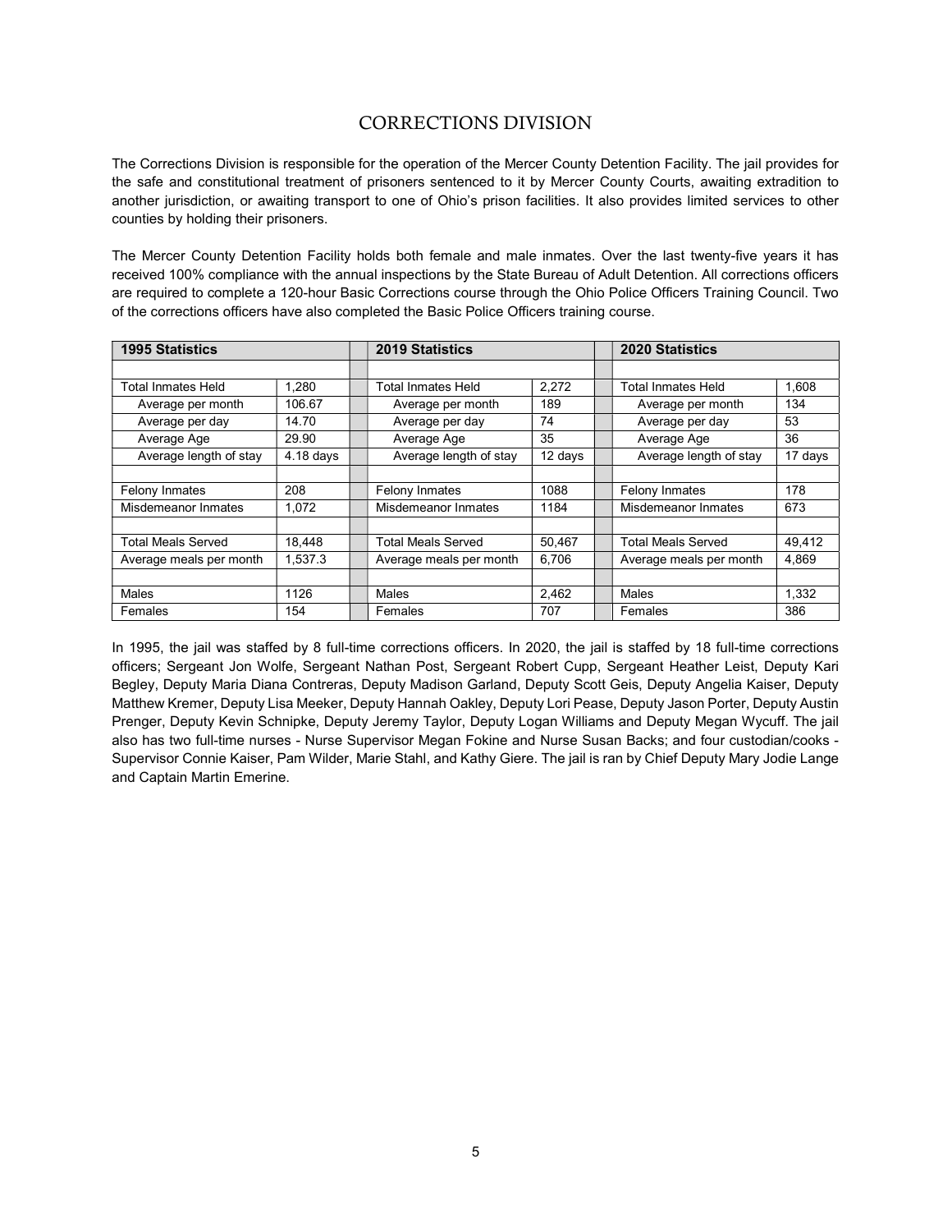# CORRECTIONS DIVISION

The Corrections Division is responsible for the operation of the Mercer County Detention Facility. The jail provides for the safe and constitutional treatment of prisoners sentenced to it by Mercer County Courts, awaiting extradition to another jurisdiction, or awaiting transport to one of Ohio's prison facilities. It also provides limited services to other counties by holding their prisoners.

The Mercer County Detention Facility holds both female and male inmates. Over the last twenty-five years it has received 100% compliance with the annual inspections by the State Bureau of Adult Detention. All corrections officers are required to complete a 120-hour Basic Corrections course through the Ohio Police Officers Training Council. Two of the corrections officers have also completed the Basic Police Officers training course.

| **1995 Statistics** | | | **2019 Statistics** | | | **2020 Statistics** | |
|---|---|---|---|---|---|---|---|
| | | | | | | | |
| Total Inmates Held | 1,280 | | Total Inmates Held | 2,272 | | Total Inmates Held | 1,608 |
| Average per month | 106.67 | | Average per month | 189 | | Average per month | 134 |
| Average per day | 14.70 | | Average per day | 74 | | Average per day | 53 |
| Average Age | 29.90 | | Average Age | 35 | | Average Age | 36 |
| Average length of stay | 4.18 days | | Average length of stay | 12 days | | Average length of stay | 17 days |
| | | | | | | | |
| Felony Inmates | 208 | | Felony Inmates | 1088 | | Felony Inmates | 178 |
| Misdemeanor Inmates | 1,072 | | Misdemeanor Inmates | 1184 | | Misdemeanor Inmates | 673 |
| | | | | | | | |
| Total Meals Served | 18,448 | | Total Meals Served | 50,467 | | Total Meals Served | 49,412 |
| Average meals per month | 1,537.3 | | Average meals per month | 6,706 | | Average meals per month | 4,869 |
| | | | | | | | |
| Males | 1126 | | Males | 2,462 | | Males | 1,332 |
| Females | 154 | | Females | 707 | | Females | 386 |

In 1995, the jail was staffed by 8 full-time corrections officers. In 2020, the jail is staffed by 18 full-time corrections officers; Sergeant Jon Wolfe, Sergeant Nathan Post, Sergeant Robert Cupp, Sergeant Heather Leist, Deputy Kari Begley, Deputy Maria Diana Contreras, Deputy Madison Garland, Deputy Scott Geis, Deputy Angelia Kaiser, Deputy Matthew Kremer, Deputy Lisa Meeker, Deputy Hannah Oakley, Deputy Lori Pease, Deputy Jason Porter, Deputy Austin Prenger, Deputy Kevin Schnipke, Deputy Jeremy Taylor, Deputy Logan Williams and Deputy Megan Wycuff. The jail also has two full-time nurses - Nurse Supervisor Megan Fokine and Nurse Susan Backs; and four custodian/cooks - Supervisor Connie Kaiser, Pam Wilder, Marie Stahl, and Kathy Giere. The jail is ran by Chief Deputy Mary Jodie Lange and Captain Martin Emerine.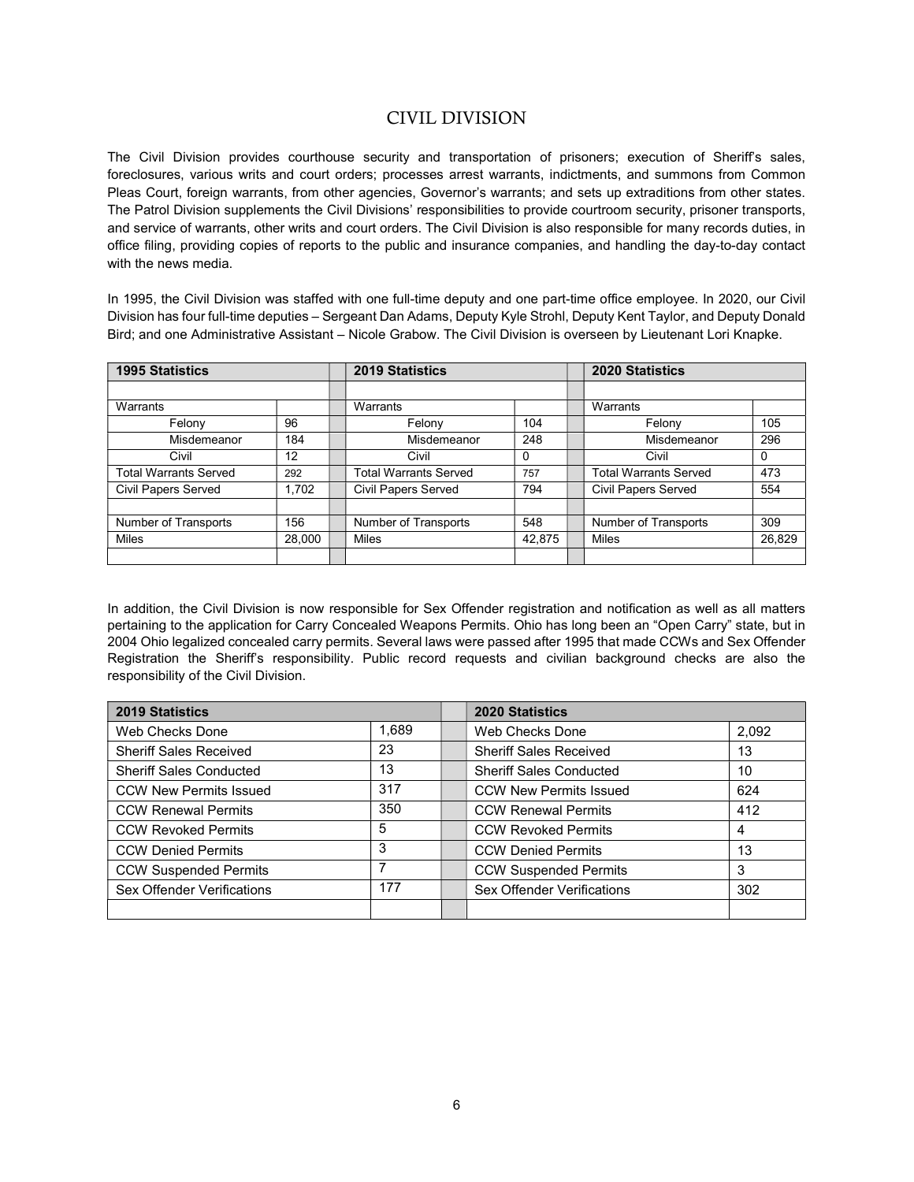## CIVIL DIVISION

The Civil Division provides courthouse security and transportation of prisoners; execution of Sheriff's sales, foreclosures, various writs and court orders; processes arrest warrants, indictments, and summons from Common Pleas Court, foreign warrants, from other agencies, Governor's warrants; and sets up extraditions from other states. The Patrol Division supplements the Civil Divisions' responsibilities to provide courtroom security, prisoner transports, and service of warrants, other writs and court orders. The Civil Division is also responsible for many records duties, in office filing, providing copies of reports to the public and insurance companies, and handling the day-to-day contact with the news media.

In 1995, the Civil Division was staffed with one full-time deputy and one part-time office employee. In 2020, our Civil Division has four full-time deputies – Sergeant Dan Adams, Deputy Kyle Strohl, Deputy Kent Taylor, and Deputy Donald Bird; and one Administrative Assistant – Nicole Grabow. The Civil Division is overseen by Lieutenant Lori Knapke.

| 1995 Statistics | | | 2019 Statistics | | | 2020 Statistics | |
|---|---|---|---|---|---|---|---|
| | | | | | | | |
| Warrants | | | Warrants | | | Warrants | |
| Felony | 96 | | Felony | 104 | | Felony | 105 |
| Misdemeanor | 184 | | Misdemeanor | 248 | | Misdemeanor | 296 |
| Civil | 12 | | Civil | 0 | | Civil | 0 |
| Total Warrants Served | 292 | | Total Warrants Served | 757 | | Total Warrants Served | 473 |
| Civil Papers Served | 1,702 | | Civil Papers Served | 794 | | Civil Papers Served | 554 |
| | | | | | | | |
| Number of Transports | 156 | | Number of Transports | 548 | | Number of Transports | 309 |
| Miles | 28,000 | | Miles | 42,875 | | Miles | 26,829 |
| | | | | | | | |

In addition, the Civil Division is now responsible for Sex Offender registration and notification as well as all matters pertaining to the application for Carry Concealed Weapons Permits. Ohio has long been an "Open Carry" state, but in 2004 Ohio legalized concealed carry permits. Several laws were passed after 1995 that made CCWs and Sex Offender Registration the Sheriff's responsibility. Public record requests and civilian background checks are also the responsibility of the Civil Division.

| 2019 Statistics | | | 2020 Statistics | |
|---|---|---|---|---|
| Web Checks Done | 1,689 | | Web Checks Done | 2,092 |
| Sheriff Sales Received | 23 | | Sheriff Sales Received | 13 |
| Sheriff Sales Conducted | 13 | | Sheriff Sales Conducted | 10 |
| CCW New Permits Issued | 317 | | CCW New Permits Issued | 624 |
| CCW Renewal Permits | 350 | | CCW Renewal Permits | 412 |
| CCW Revoked Permits | 5 | | CCW Revoked Permits | 4 |
| CCW Denied Permits | 3 | | CCW Denied Permits | 13 |
| CCW Suspended Permits | 7 | | CCW Suspended Permits | 3 |
| Sex Offender Verifications | 177 | | Sex Offender Verifications | 302 |
| | | | | |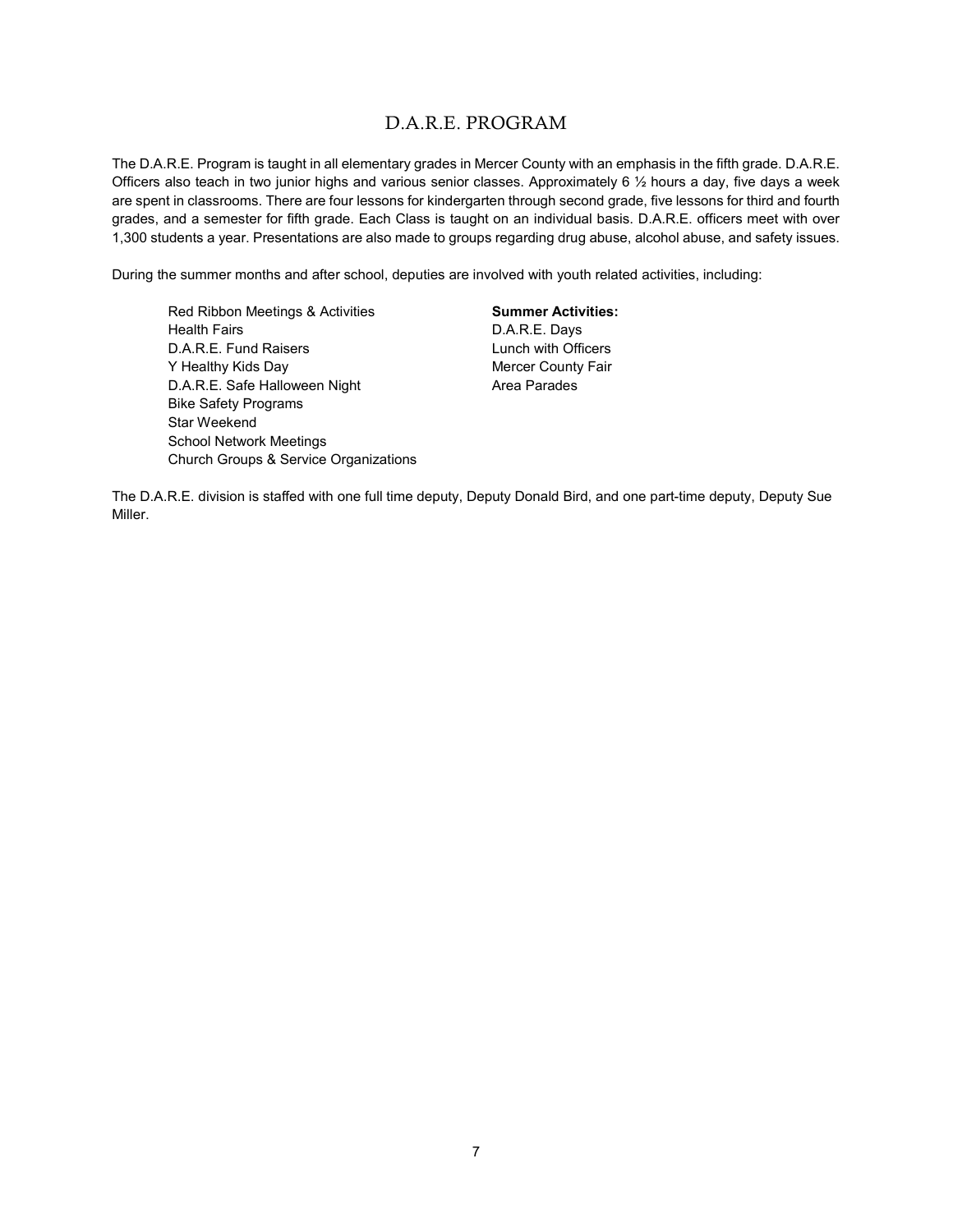## D.A.R.E. PROGRAM

The D.A.R.E. Program is taught in all elementary grades in Mercer County with an emphasis in the fifth grade. D.A.R.E. Officers also teach in two junior highs and various senior classes. Approximately 6 ½ hours a day, five days a week are spent in classrooms. There are four lessons for kindergarten through second grade, five lessons for third and fourth grades, and a semester for fifth grade. Each Class is taught on an individual basis. D.A.R.E. officers meet with over 1,300 students a year. Presentations are also made to groups regarding drug abuse, alcohol abuse, and safety issues.

During the summer months and after school, deputies are involved with youth related activities, including:

- Red Ribbon Meetings & Activities
- Health Fairs
- D.A.R.E. Fund Raisers
- Y Healthy Kids Day
- D.A.R.E. Safe Halloween Night
- Bike Safety Programs
- Star Weekend
- School Network Meetings
- Church Groups & Service Organizations

**Summer Activities:**

- D.A.R.E. Days
- Lunch with Officers
- Mercer County Fair
- Area Parades

The D.A.R.E. division is staffed with one full time deputy, Deputy Donald Bird, and one part-time deputy, Deputy Sue Miller.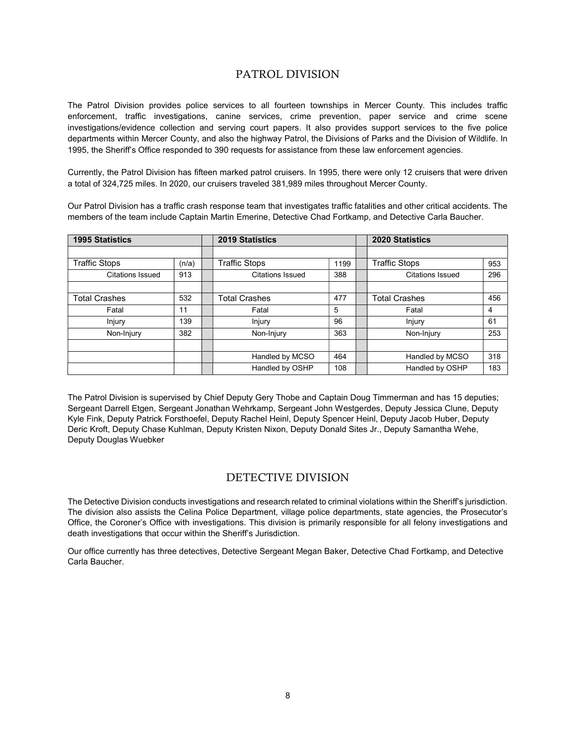## PATROL DIVISION

The Patrol Division provides police services to all fourteen townships in Mercer County. This includes traffic enforcement, traffic investigations, canine services, crime prevention, paper service and crime scene investigations/evidence collection and serving court papers. It also provides support services to the five police departments within Mercer County, and also the highway Patrol, the Divisions of Parks and the Division of Wildlife. In 1995, the Sheriff's Office responded to 390 requests for assistance from these law enforcement agencies.

Currently, the Patrol Division has fifteen marked patrol cruisers. In 1995, there were only 12 cruisers that were driven a total of 324,725 miles. In 2020, our cruisers traveled 381,989 miles throughout Mercer County.

Our Patrol Division has a traffic crash response team that investigates traffic fatalities and other critical accidents. The members of the team include Captain Martin Emerine, Detective Chad Fortkamp, and Detective Carla Baucher.

| **1995 Statistics** | | | **2019 Statistics** | | | **2020 Statistics** | |
|---|---|---|---|---|---|---|---|
| | | | | | | | |
| Traffic Stops | (n/a) | | Traffic Stops | 1199 | | Traffic Stops | 953 |
| Citations Issued | 913 | | Citations Issued | 388 | | Citations Issued | 296 |
| | | | | | | | |
| Total Crashes | 532 | | Total Crashes | 477 | | Total Crashes | 456 |
| Fatal | 11 | | Fatal | 5 | | Fatal | 4 |
| Injury | 139 | | Injury | 96 | | Injury | 61 |
| Non-Injury | 382 | | Non-Injury | 363 | | Non-Injury | 253 |
| | | | | | | | |
| | | | Handled by MCSO | 464 | | Handled by MCSO | 318 |
| | | | Handled by OSHP | 108 | | Handled by OSHP | 183 |

The Patrol Division is supervised by Chief Deputy Gery Thobe and Captain Doug Timmerman and has 15 deputies; Sergeant Darrell Etgen, Sergeant Jonathan Wehrkamp, Sergeant John Westgerdes, Deputy Jessica Clune, Deputy Kyle Fink, Deputy Patrick Forsthoefel, Deputy Rachel Heinl, Deputy Spencer Heinl, Deputy Jacob Huber, Deputy Deric Kroft, Deputy Chase Kuhlman, Deputy Kristen Nixon, Deputy Donald Sites Jr., Deputy Samantha Wehe, Deputy Douglas Wuebker

## DETECTIVE DIVISION

The Detective Division conducts investigations and research related to criminal violations within the Sheriff's jurisdiction. The division also assists the Celina Police Department, village police departments, state agencies, the Prosecutor's Office, the Coroner's Office with investigations. This division is primarily responsible for all felony investigations and death investigations that occur within the Sheriff's Jurisdiction.

Our office currently has three detectives, Detective Sergeant Megan Baker, Detective Chad Fortkamp, and Detective Carla Baucher.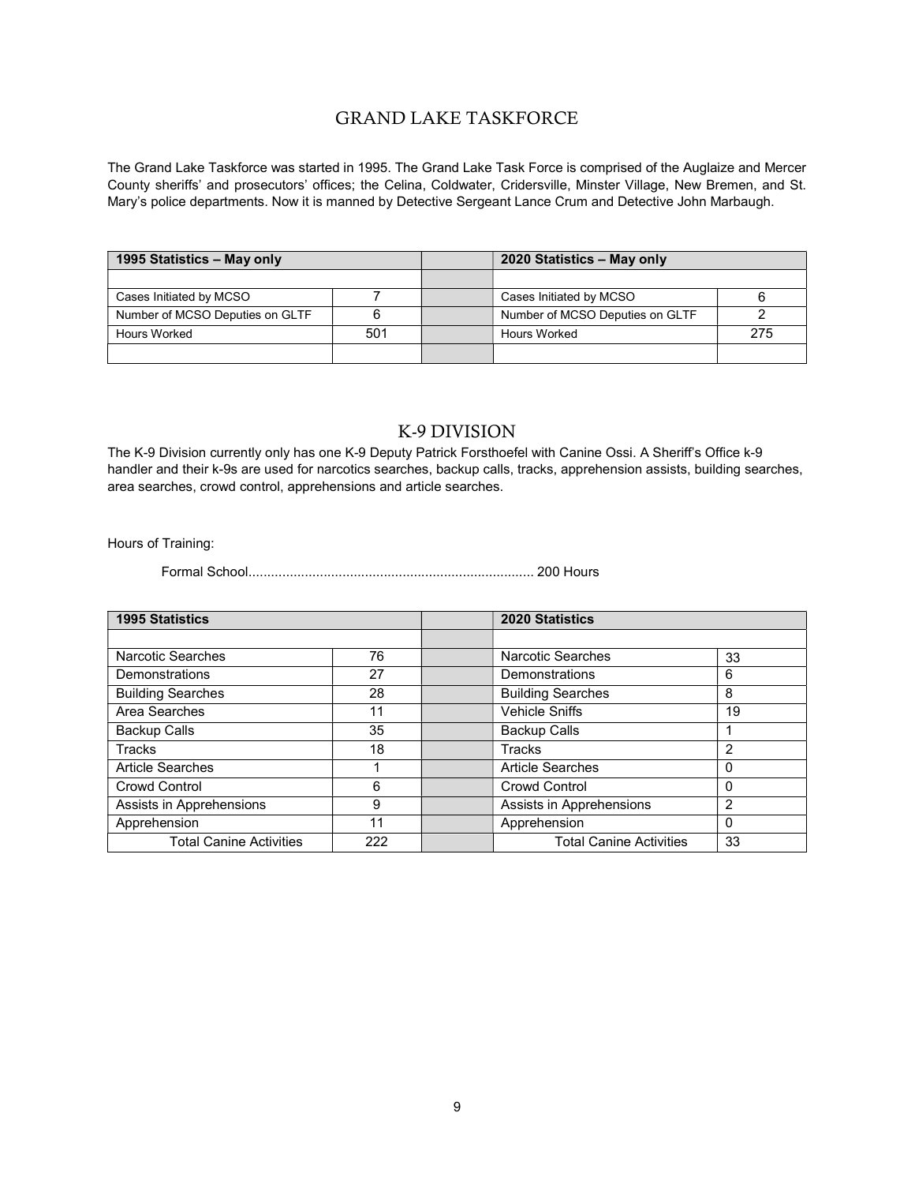## GRAND LAKE TASKFORCE

The Grand Lake Taskforce was started in 1995. The Grand Lake Task Force is comprised of the Auglaize and Mercer County sheriffs' and prosecutors' offices; the Celina, Coldwater, Cridersville, Minster Village, New Bremen, and St. Mary's police departments. Now it is manned by Detective Sergeant Lance Crum and Detective John Marbaugh.

| 1995 Statistics – May only | | | 2020 Statistics – May only | |
|---|---|---|---|---|
| | | | | |
| Cases Initiated by MCSO | 7 | | Cases Initiated by MCSO | 6 |
| Number of MCSO Deputies on GLTF | 6 | | Number of MCSO Deputies on GLTF | 2 |
| Hours Worked | 501 | | Hours Worked | 275 |
| | | | | |

## K-9 DIVISION

The K-9 Division currently only has one K-9 Deputy Patrick Forsthoefel with Canine Ossi. A Sheriff's Office k-9 handler and their k-9s are used for narcotics searches, backup calls, tracks, apprehension assists, building searches, area searches, crowd control, apprehensions and article searches.

Hours of Training:

Formal School........................................................................... 200 Hours

| 1995 Statistics | | | 2020 Statistics | |
|---|---|---|---|---|
| | | | | |
| Narcotic Searches | 76 | | Narcotic Searches | 33 |
| Demonstrations | 27 | | Demonstrations | 6 |
| Building Searches | 28 | | Building Searches | 8 |
| Area Searches | 11 | | Vehicle Sniffs | 19 |
| Backup Calls | 35 | | Backup Calls | 1 |
| Tracks | 18 | | Tracks | 2 |
| Article Searches | 1 | | Article Searches | 0 |
| Crowd Control | 6 | | Crowd Control | 0 |
| Assists in Apprehensions | 9 | | Assists in Apprehensions | 2 |
| Apprehension | 11 | | Apprehension | 0 |
| Total Canine Activities | 222 | | Total Canine Activities | 33 |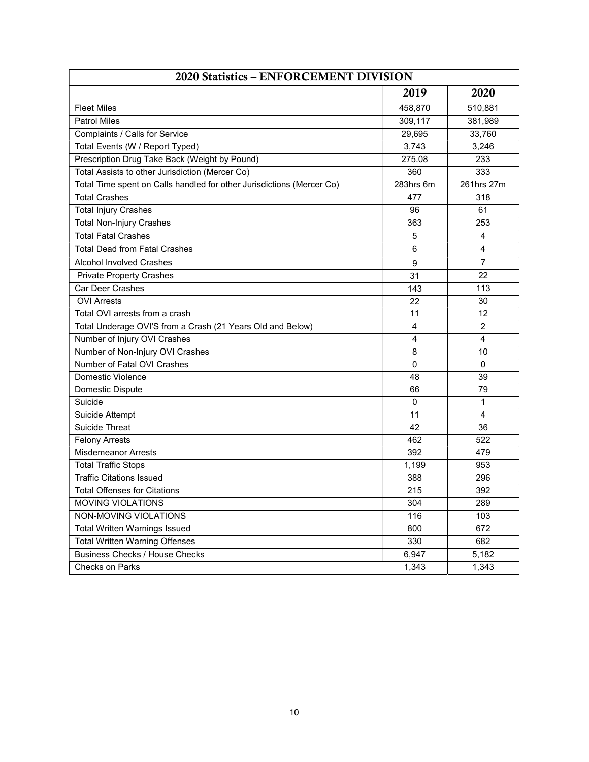| 2020 Statistics – ENFORCEMENT DIVISION | | |
|---|---|---|
| | **2019** | **2020** |
| Fleet Miles | 458,870 | 510,881 |
| Patrol Miles | 309,117 | 381,989 |
| Complaints / Calls for Service | 29,695 | 33,760 |
| Total Events (W / Report Typed) | 3,743 | 3,246 |
| Prescription Drug Take Back (Weight by Pound) | 275.08 | 233 |
| Total Assists to other Jurisdiction (Mercer Co) | 360 | 333 |
| Total Time spent on Calls handled for other Jurisdictions (Mercer Co) | 283hrs 6m | 261hrs 27m |
| Total Crashes | 477 | 318 |
| Total Injury Crashes | 96 | 61 |
| Total Non-Injury Crashes | 363 | 253 |
| Total Fatal Crashes | 5 | 4 |
| Total Dead from Fatal Crashes | 6 | 4 |
| Alcohol Involved Crashes | 9 | 7 |
| Private Property Crashes | 31 | 22 |
| Car Deer Crashes | 143 | 113 |
| OVI Arrests | 22 | 30 |
| Total OVI arrests from a crash | 11 | 12 |
| Total Underage OVI'S from a Crash (21 Years Old and Below) | 4 | 2 |
| Number of Injury OVI Crashes | 4 | 4 |
| Number of Non-Injury OVI Crashes | 8 | 10 |
| Number of Fatal OVI Crashes | 0 | 0 |
| Domestic Violence | 48 | 39 |
| Domestic Dispute | 66 | 79 |
| Suicide | 0 | 1 |
| Suicide Attempt | 11 | 4 |
| Suicide Threat | 42 | 36 |
| Felony Arrests | 462 | 522 |
| Misdemeanor Arrests | 392 | 479 |
| Total Traffic Stops | 1,199 | 953 |
| Traffic Citations Issued | 388 | 296 |
| Total Offenses for Citations | 215 | 392 |
| MOVING VIOLATIONS | 304 | 289 |
| NON-MOVING VIOLATIONS | 116 | 103 |
| Total Written Warnings Issued | 800 | 672 |
| Total Written Warning Offenses | 330 | 682 |
| Business Checks / House Checks | 6,947 | 5,182 |
| Checks on Parks | 1,343 | 1,343 |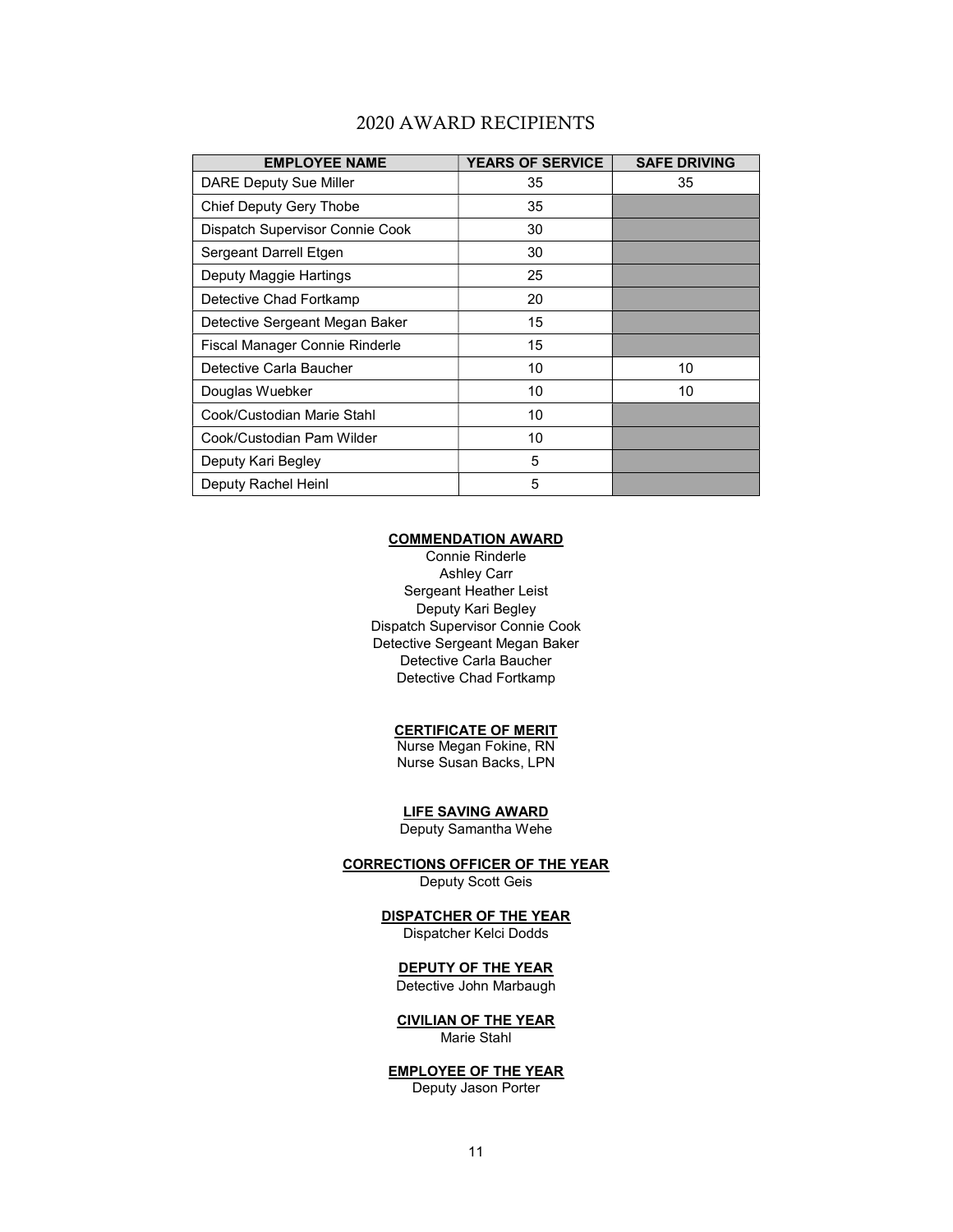# 2020 AWARD RECIPIENTS

| EMPLOYEE NAME | YEARS OF SERVICE | SAFE DRIVING |
|---|---|---|
| DARE Deputy Sue Miller | 35 | 35 |
| Chief Deputy Gery Thobe | 35 | |
| Dispatch Supervisor Connie Cook | 30 | |
| Sergeant Darrell Etgen | 30 | |
| Deputy Maggie Hartings | 25 | |
| Detective Chad Fortkamp | 20 | |
| Detective Sergeant Megan Baker | 15 | |
| Fiscal Manager Connie Rinderle | 15 | |
| Detective Carla Baucher | 10 | 10 |
| Douglas Wuebker | 10 | 10 |
| Cook/Custodian Marie Stahl | 10 | |
| Cook/Custodian Pam Wilder | 10 | |
| Deputy Kari Begley | 5 | |
| Deputy Rachel Heinl | 5 | |

**COMMENDATION AWARD**

Connie Rinderle
Ashley Carr
Sergeant Heather Leist
Deputy Kari Begley
Dispatch Supervisor Connie Cook
Detective Sergeant Megan Baker
Detective Carla Baucher
Detective Chad Fortkamp

**CERTIFICATE OF MERIT**

Nurse Megan Fokine, RN
Nurse Susan Backs, LPN

**LIFE SAVING AWARD**

Deputy Samantha Wehe

**CORRECTIONS OFFICER OF THE YEAR**

Deputy Scott Geis

**DISPATCHER OF THE YEAR**

Dispatcher Kelci Dodds

**DEPUTY OF THE YEAR**

Detective John Marbaugh

**CIVILIAN OF THE YEAR**

Marie Stahl

**EMPLOYEE OF THE YEAR**

Deputy Jason Porter